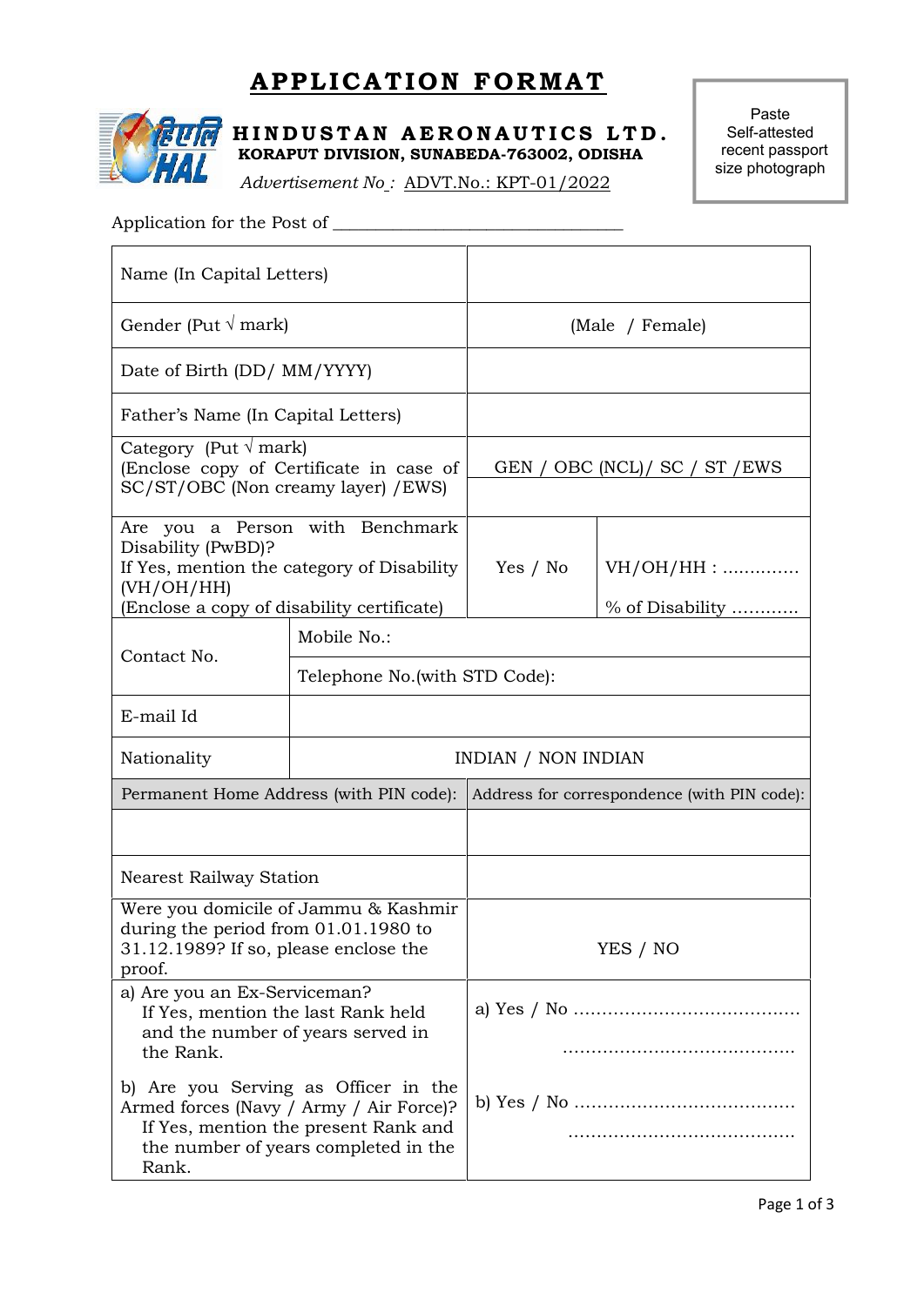# APPLICATION FORMAT

**HINDUSTAN AERONAUTICS LTD.**
**KORAPUT DIVISION, SUNABEDA-763002, ODISHA**

*Advertisement No :* ADVT.No.: KPT-01/2022

Paste Self-attested recent passport size photograph

Application for the Post of ________________________________

| | | |
|---|---|---|
| Name (In Capital Letters) | | |
| Gender (Put √ mark) | (Male / Female) | |
| Date of Birth (DD/ MM/YYYY) | | |
| Father's Name (In Capital Letters) | | |
| Category (Put √ mark)<br>(Enclose copy of Certificate in case of SC/ST/OBC (Non creamy layer) /EWS) | GEN / OBC (NCL)/ SC / ST /EWS | |
| Are you a Person with Benchmark Disability (PwBD)?<br>If Yes, mention the category of Disability (VH/OH/HH)<br>(Enclose a copy of disability certificate) | Yes / No | VH/OH/HH : .............<br><br>% of Disability ............ |
| Contact No. | Mobile No.: | |
| | Telephone No.(with STD Code): | |
| E-mail Id | | |
| Nationality | INDIAN / NON INDIAN | |
| Permanent Home Address (with PIN code): | Address for correspondence (with PIN code): | |
| | | |
| Nearest Railway Station | | |
| Were you domicile of Jammu & Kashmir during the period from 01.01.1980 to 31.12.1989? If so, please enclose the proof. | YES / NO | |
| a) Are you an Ex-Serviceman?<br>If Yes, mention the last Rank held and the number of years served in the Rank.<br><br>b) Are you Serving as Officer in the Armed forces (Navy / Army / Air Force)?<br>If Yes, mention the present Rank and the number of years completed in the Rank. | a) Yes / No ........................................<br>........................................<br><br>b) Yes / No ......................................<br>........................................ | |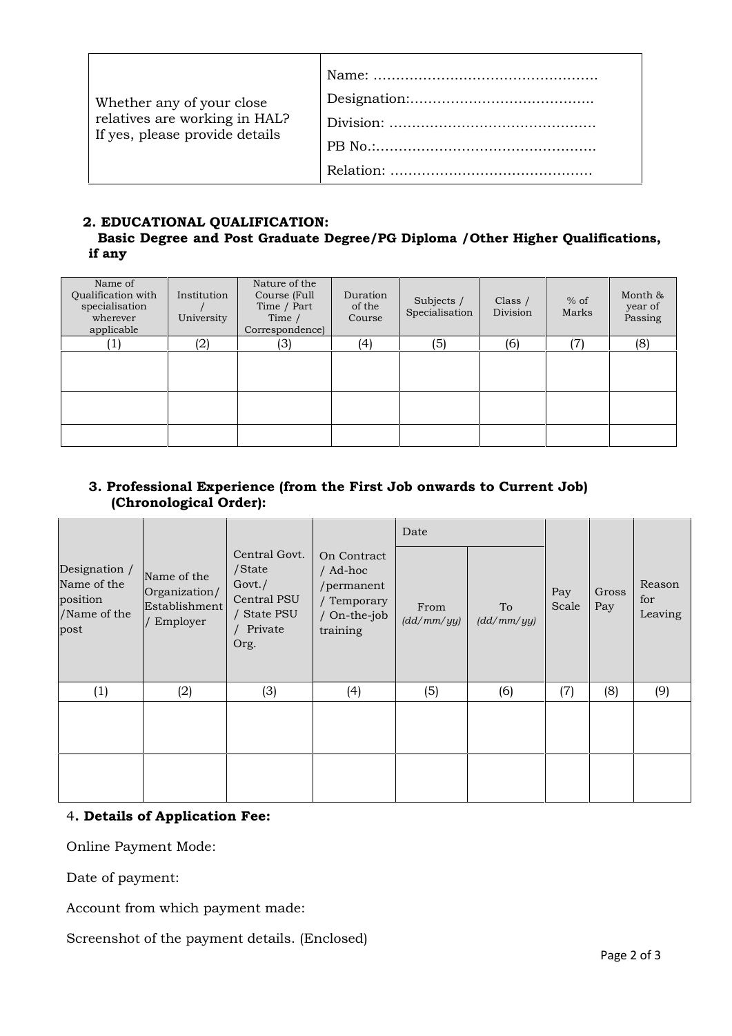| Whether any of your close relatives are working in HAL? If yes, please provide details | Name: ………………………………………….<br>Designation:………………………………….<br>Division: ……………………………………….<br>PB No.:………………………………………….<br>Relation: ……………………………………… |
|---|---|

## 2. EDUCATIONAL QUALIFICATION:

**Basic Degree and Post Graduate Degree/PG Diploma /Other Higher Qualifications, if any**

| Name of Qualification with specialisation wherever applicable | Institution / University | Nature of the Course (Full Time / Part Time / Correspondence) | Duration of the Course | Subjects / Specialisation | Class / Division | % of Marks | Month & year of Passing |
|---|---|---|---|---|---|---|---|
| (1) | (2) | (3) | (4) | (5) | (6) | (7) | (8) |
| | | | | | | | |
| | | | | | | | |
| | | | | | | | |

## 3. Professional Experience (from the First Job onwards to Current Job) (Chronological Order):

| Designation / Name of the position /Name of the post | Name of the Organization/ Establishment / Employer | Central Govt. /State Govt./ Central PSU / State PSU / Private Org. | On Contract / Ad-hoc /permanent / Temporary / On-the-job training | Date | | Pay Scale | Gross Pay | Reason for Leaving |
|---|---|---|---|---|---|---|---|---|
| | | | | From *(dd/mm/yy)* | To *(dd/mm/yy)* | | | |
| (1) | (2) | (3) | (4) | (5) | (6) | (7) | (8) | (9) |
| | | | | | | | | |
| | | | | | | | | |

## 4. Details of Application Fee:

Online Payment Mode:

Date of payment:

Account from which payment made:

Screenshot of the payment details. (Enclosed)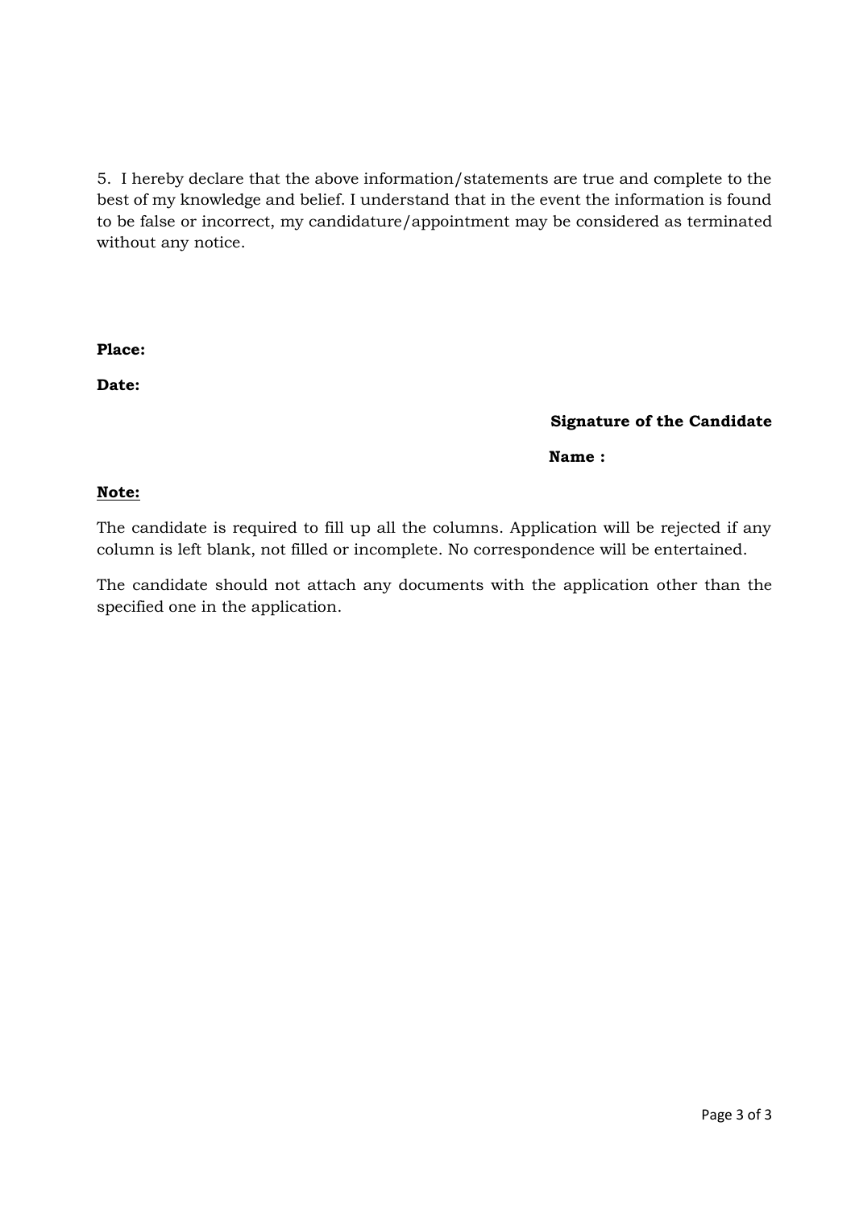5. I hereby declare that the above information/statements are true and complete to the best of my knowledge and belief. I understand that in the event the information is found to be false or incorrect, my candidature/appointment may be considered as terminated without any notice.

**Place:**

**Date:**

**Signature of the Candidate**

**Name :**

**<u>Note:</u>**

The candidate is required to fill up all the columns. Application will be rejected if any column is left blank, not filled or incomplete. No correspondence will be entertained.

The candidate should not attach any documents with the application other than the specified one in the application.